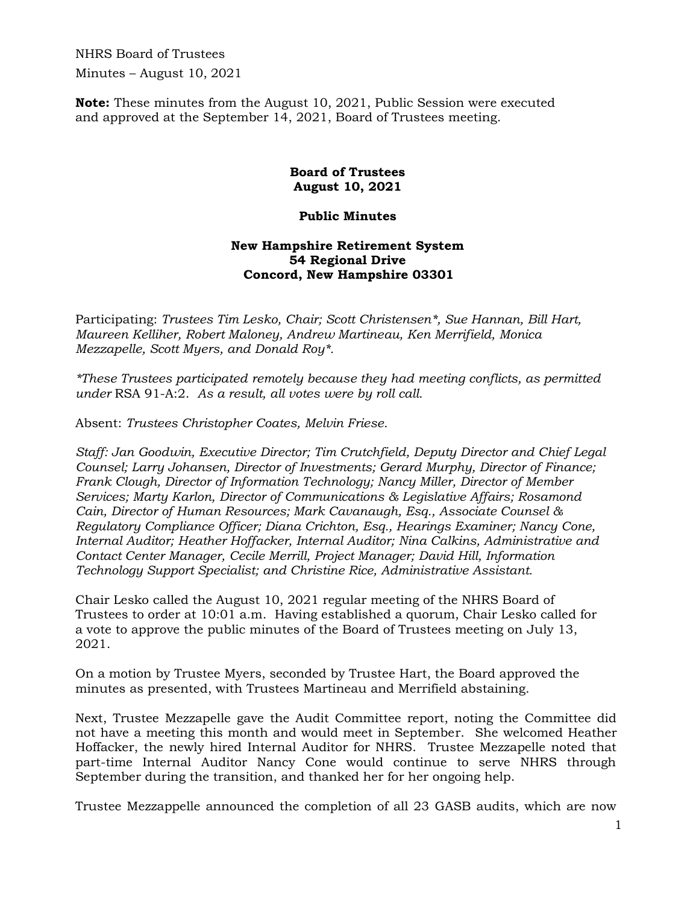NHRS Board of Trustees
Minutes – August 10, 2021

**Note:** These minutes from the August 10, 2021, Public Session were executed and approved at the September 14, 2021, Board of Trustees meeting.

**Board of Trustees**
**August 10, 2021**

**Public Minutes**

**New Hampshire Retirement System**
**54 Regional Drive**
**Concord, New Hampshire 03301**

Participating: *Trustees Tim Lesko, Chair; Scott Christensen*\*, *Sue Hannan, Bill Hart, Maureen Kelliher, Robert Maloney, Andrew Martineau, Ken Merrifield, Monica Mezzapelle, Scott Myers, and Donald Roy*\*.

*\*These Trustees participated remotely because they had meeting conflicts, as permitted under* RSA 91-A:2. *As a result, all votes were by roll call.*

Absent: *Trustees Christopher Coates, Melvin Friese.*

*Staff: Jan Goodwin, Executive Director; Tim Crutchfield, Deputy Director and Chief Legal Counsel; Larry Johansen, Director of Investments; Gerard Murphy, Director of Finance; Frank Clough, Director of Information Technology; Nancy Miller, Director of Member Services; Marty Karlon, Director of Communications & Legislative Affairs; Rosamond Cain, Director of Human Resources; Mark Cavanaugh, Esq., Associate Counsel & Regulatory Compliance Officer; Diana Crichton, Esq., Hearings Examiner; Nancy Cone, Internal Auditor; Heather Hoffacker, Internal Auditor; Nina Calkins, Administrative and Contact Center Manager, Cecile Merrill, Project Manager; David Hill, Information Technology Support Specialist; and Christine Rice, Administrative Assistant.*

Chair Lesko called the August 10, 2021 regular meeting of the NHRS Board of Trustees to order at 10:01 a.m. Having established a quorum, Chair Lesko called for a vote to approve the public minutes of the Board of Trustees meeting on July 13, 2021.

On a motion by Trustee Myers, seconded by Trustee Hart, the Board approved the minutes as presented, with Trustees Martineau and Merrifield abstaining.

Next, Trustee Mezzapelle gave the Audit Committee report, noting the Committee did not have a meeting this month and would meet in September. She welcomed Heather Hoffacker, the newly hired Internal Auditor for NHRS. Trustee Mezzapelle noted that part-time Internal Auditor Nancy Cone would continue to serve NHRS through September during the transition, and thanked her for her ongoing help.

Trustee Mezzappelle announced the completion of all 23 GASB audits, which are now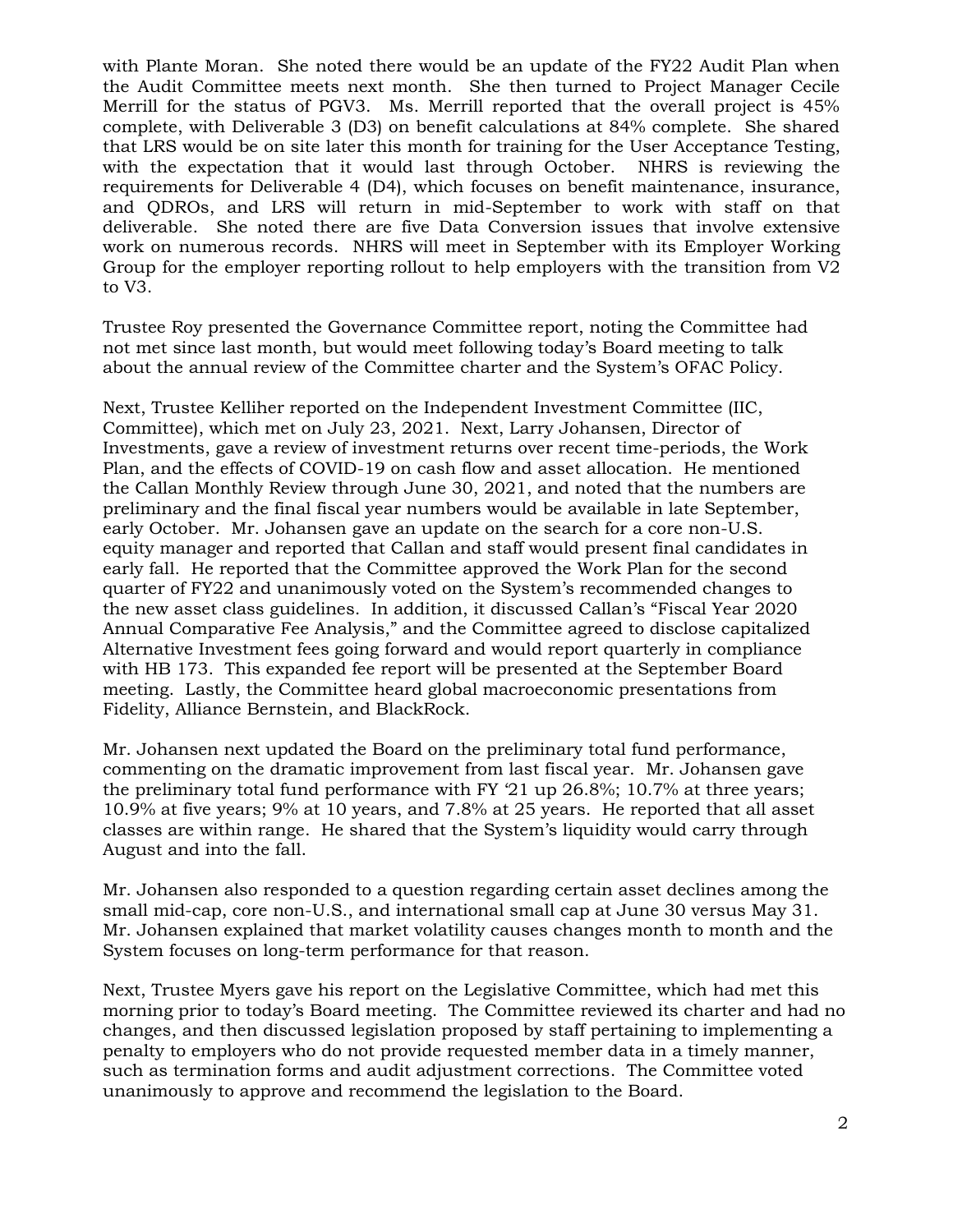with Plante Moran. She noted there would be an update of the FY22 Audit Plan when the Audit Committee meets next month. She then turned to Project Manager Cecile Merrill for the status of PGV3. Ms. Merrill reported that the overall project is 45% complete, with Deliverable 3 (D3) on benefit calculations at 84% complete. She shared that LRS would be on site later this month for training for the User Acceptance Testing, with the expectation that it would last through October. NHRS is reviewing the requirements for Deliverable 4 (D4), which focuses on benefit maintenance, insurance, and QDROs, and LRS will return in mid-September to work with staff on that deliverable. She noted there are five Data Conversion issues that involve extensive work on numerous records. NHRS will meet in September with its Employer Working Group for the employer reporting rollout to help employers with the transition from V2 to V3.

Trustee Roy presented the Governance Committee report, noting the Committee had not met since last month, but would meet following today's Board meeting to talk about the annual review of the Committee charter and the System's OFAC Policy.

Next, Trustee Kelliher reported on the Independent Investment Committee (IIC, Committee), which met on July 23, 2021. Next, Larry Johansen, Director of Investments, gave a review of investment returns over recent time-periods, the Work Plan, and the effects of COVID-19 on cash flow and asset allocation. He mentioned the Callan Monthly Review through June 30, 2021, and noted that the numbers are preliminary and the final fiscal year numbers would be available in late September, early October. Mr. Johansen gave an update on the search for a core non-U.S. equity manager and reported that Callan and staff would present final candidates in early fall. He reported that the Committee approved the Work Plan for the second quarter of FY22 and unanimously voted on the System's recommended changes to the new asset class guidelines. In addition, it discussed Callan's "Fiscal Year 2020 Annual Comparative Fee Analysis," and the Committee agreed to disclose capitalized Alternative Investment fees going forward and would report quarterly in compliance with HB 173. This expanded fee report will be presented at the September Board meeting. Lastly, the Committee heard global macroeconomic presentations from Fidelity, Alliance Bernstein, and BlackRock.

Mr. Johansen next updated the Board on the preliminary total fund performance, commenting on the dramatic improvement from last fiscal year. Mr. Johansen gave the preliminary total fund performance with FY '21 up 26.8%; 10.7% at three years; 10.9% at five years; 9% at 10 years, and 7.8% at 25 years. He reported that all asset classes are within range. He shared that the System's liquidity would carry through August and into the fall.

Mr. Johansen also responded to a question regarding certain asset declines among the small mid-cap, core non-U.S., and international small cap at June 30 versus May 31. Mr. Johansen explained that market volatility causes changes month to month and the System focuses on long-term performance for that reason.

Next, Trustee Myers gave his report on the Legislative Committee, which had met this morning prior to today's Board meeting. The Committee reviewed its charter and had no changes, and then discussed legislation proposed by staff pertaining to implementing a penalty to employers who do not provide requested member data in a timely manner, such as termination forms and audit adjustment corrections. The Committee voted unanimously to approve and recommend the legislation to the Board.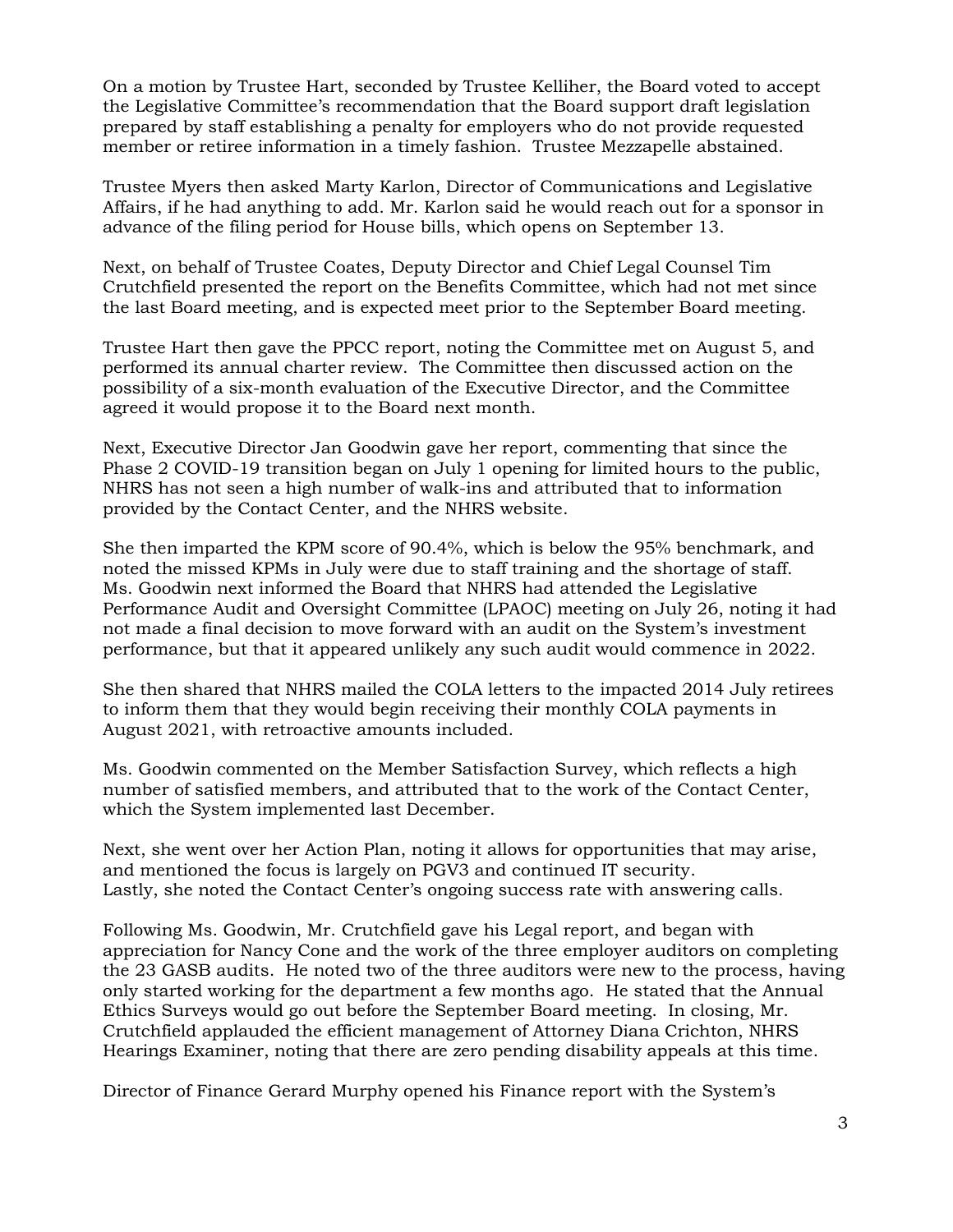On a motion by Trustee Hart, seconded by Trustee Kelliher, the Board voted to accept the Legislative Committee's recommendation that the Board support draft legislation prepared by staff establishing a penalty for employers who do not provide requested member or retiree information in a timely fashion. Trustee Mezzapelle abstained.

Trustee Myers then asked Marty Karlon, Director of Communications and Legislative Affairs, if he had anything to add. Mr. Karlon said he would reach out for a sponsor in advance of the filing period for House bills, which opens on September 13.

Next, on behalf of Trustee Coates, Deputy Director and Chief Legal Counsel Tim Crutchfield presented the report on the Benefits Committee, which had not met since the last Board meeting, and is expected meet prior to the September Board meeting.

Trustee Hart then gave the PPCC report, noting the Committee met on August 5, and performed its annual charter review. The Committee then discussed action on the possibility of a six-month evaluation of the Executive Director, and the Committee agreed it would propose it to the Board next month.

Next, Executive Director Jan Goodwin gave her report, commenting that since the Phase 2 COVID-19 transition began on July 1 opening for limited hours to the public, NHRS has not seen a high number of walk-ins and attributed that to information provided by the Contact Center, and the NHRS website.

She then imparted the KPM score of 90.4%, which is below the 95% benchmark, and noted the missed KPMs in July were due to staff training and the shortage of staff. Ms. Goodwin next informed the Board that NHRS had attended the Legislative Performance Audit and Oversight Committee (LPAOC) meeting on July 26, noting it had not made a final decision to move forward with an audit on the System's investment performance, but that it appeared unlikely any such audit would commence in 2022.

She then shared that NHRS mailed the COLA letters to the impacted 2014 July retirees to inform them that they would begin receiving their monthly COLA payments in August 2021, with retroactive amounts included.

Ms. Goodwin commented on the Member Satisfaction Survey, which reflects a high number of satisfied members, and attributed that to the work of the Contact Center, which the System implemented last December.

Next, she went over her Action Plan, noting it allows for opportunities that may arise, and mentioned the focus is largely on PGV3 and continued IT security. Lastly, she noted the Contact Center's ongoing success rate with answering calls.

Following Ms. Goodwin, Mr. Crutchfield gave his Legal report, and began with appreciation for Nancy Cone and the work of the three employer auditors on completing the 23 GASB audits. He noted two of the three auditors were new to the process, having only started working for the department a few months ago. He stated that the Annual Ethics Surveys would go out before the September Board meeting. In closing, Mr. Crutchfield applauded the efficient management of Attorney Diana Crichton, NHRS Hearings Examiner, noting that there are zero pending disability appeals at this time.

Director of Finance Gerard Murphy opened his Finance report with the System's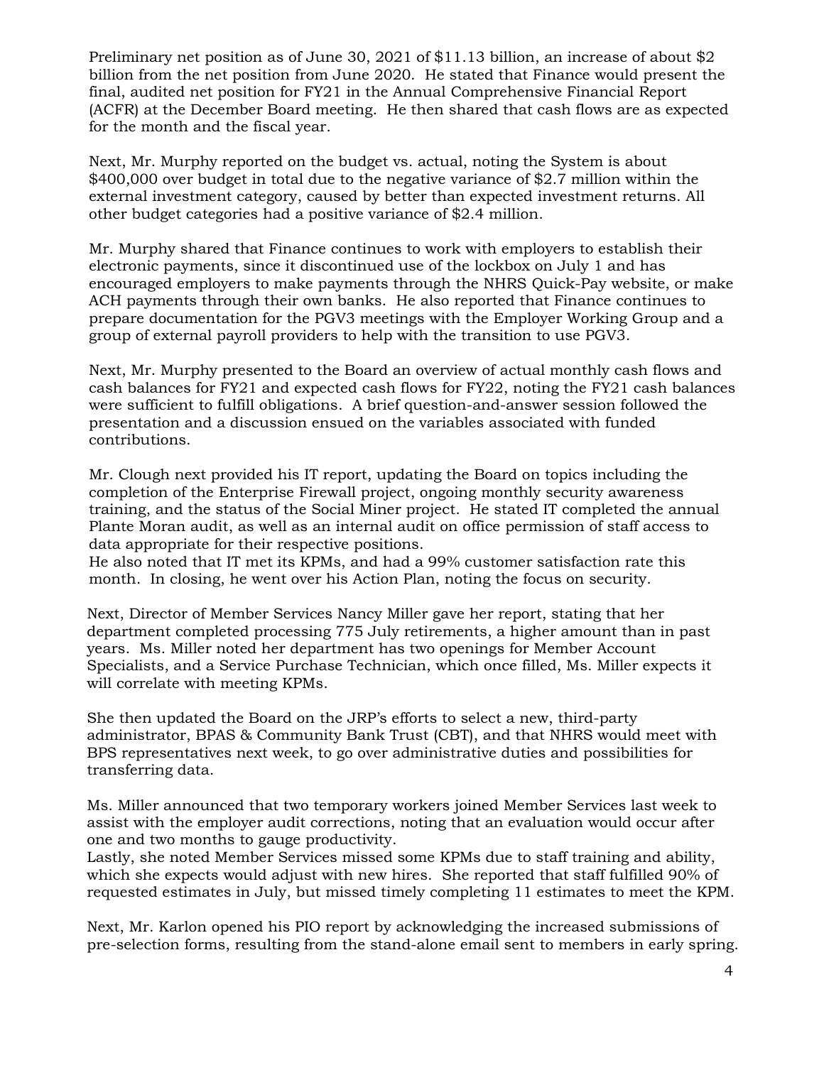Preliminary net position as of June 30, 2021 of $11.13 billion, an increase of about $2 billion from the net position from June 2020. He stated that Finance would present the final, audited net position for FY21 in the Annual Comprehensive Financial Report (ACFR) at the December Board meeting. He then shared that cash flows are as expected for the month and the fiscal year.

Next, Mr. Murphy reported on the budget vs. actual, noting the System is about $400,000 over budget in total due to the negative variance of $2.7 million within the external investment category, caused by better than expected investment returns. All other budget categories had a positive variance of $2.4 million.

Mr. Murphy shared that Finance continues to work with employers to establish their electronic payments, since it discontinued use of the lockbox on July 1 and has encouraged employers to make payments through the NHRS Quick-Pay website, or make ACH payments through their own banks. He also reported that Finance continues to prepare documentation for the PGV3 meetings with the Employer Working Group and a group of external payroll providers to help with the transition to use PGV3.

Next, Mr. Murphy presented to the Board an overview of actual monthly cash flows and cash balances for FY21 and expected cash flows for FY22, noting the FY21 cash balances were sufficient to fulfill obligations. A brief question-and-answer session followed the presentation and a discussion ensued on the variables associated with funded contributions.

Mr. Clough next provided his IT report, updating the Board on topics including the completion of the Enterprise Firewall project, ongoing monthly security awareness training, and the status of the Social Miner project. He stated IT completed the annual Plante Moran audit, as well as an internal audit on office permission of staff access to data appropriate for their respective positions.
He also noted that IT met its KPMs, and had a 99% customer satisfaction rate this month. In closing, he went over his Action Plan, noting the focus on security.

Next, Director of Member Services Nancy Miller gave her report, stating that her department completed processing 775 July retirements, a higher amount than in past years. Ms. Miller noted her department has two openings for Member Account Specialists, and a Service Purchase Technician, which once filled, Ms. Miller expects it will correlate with meeting KPMs.

She then updated the Board on the JRP's efforts to select a new, third-party administrator, BPAS & Community Bank Trust (CBT), and that NHRS would meet with BPS representatives next week, to go over administrative duties and possibilities for transferring data.

Ms. Miller announced that two temporary workers joined Member Services last week to assist with the employer audit corrections, noting that an evaluation would occur after one and two months to gauge productivity.
Lastly, she noted Member Services missed some KPMs due to staff training and ability, which she expects would adjust with new hires. She reported that staff fulfilled 90% of requested estimates in July, but missed timely completing 11 estimates to meet the KPM.

Next, Mr. Karlon opened his PIO report by acknowledging the increased submissions of pre-selection forms, resulting from the stand-alone email sent to members in early spring.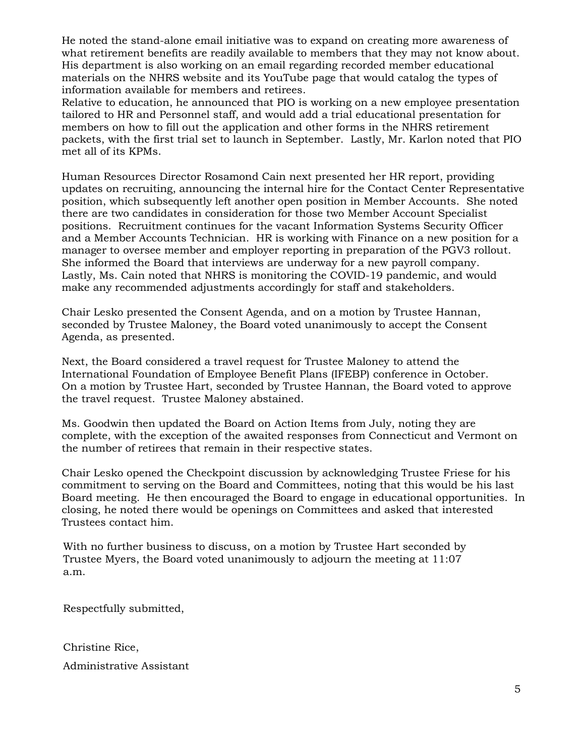He noted the stand-alone email initiative was to expand on creating more awareness of what retirement benefits are readily available to members that they may not know about. His department is also working on an email regarding recorded member educational materials on the NHRS website and its YouTube page that would catalog the types of information available for members and retirees.

Relative to education, he announced that PIO is working on a new employee presentation tailored to HR and Personnel staff, and would add a trial educational presentation for members on how to fill out the application and other forms in the NHRS retirement packets, with the first trial set to launch in September. Lastly, Mr. Karlon noted that PIO met all of its KPMs.

Human Resources Director Rosamond Cain next presented her HR report, providing updates on recruiting, announcing the internal hire for the Contact Center Representative position, which subsequently left another open position in Member Accounts. She noted there are two candidates in consideration for those two Member Account Specialist positions. Recruitment continues for the vacant Information Systems Security Officer and a Member Accounts Technician. HR is working with Finance on a new position for a manager to oversee member and employer reporting in preparation of the PGV3 rollout. She informed the Board that interviews are underway for a new payroll company. Lastly, Ms. Cain noted that NHRS is monitoring the COVID-19 pandemic, and would make any recommended adjustments accordingly for staff and stakeholders.

Chair Lesko presented the Consent Agenda, and on a motion by Trustee Hannan, seconded by Trustee Maloney, the Board voted unanimously to accept the Consent Agenda, as presented.

Next, the Board considered a travel request for Trustee Maloney to attend the International Foundation of Employee Benefit Plans (IFEBP) conference in October. On a motion by Trustee Hart, seconded by Trustee Hannan, the Board voted to approve the travel request. Trustee Maloney abstained.

Ms. Goodwin then updated the Board on Action Items from July, noting they are complete, with the exception of the awaited responses from Connecticut and Vermont on the number of retirees that remain in their respective states.

Chair Lesko opened the Checkpoint discussion by acknowledging Trustee Friese for his commitment to serving on the Board and Committees, noting that this would be his last Board meeting. He then encouraged the Board to engage in educational opportunities. In closing, he noted there would be openings on Committees and asked that interested Trustees contact him.

With no further business to discuss, on a motion by Trustee Hart seconded by Trustee Myers, the Board voted unanimously to adjourn the meeting at 11:07 a.m.

Respectfully submitted,

Christine Rice,

Administrative Assistant